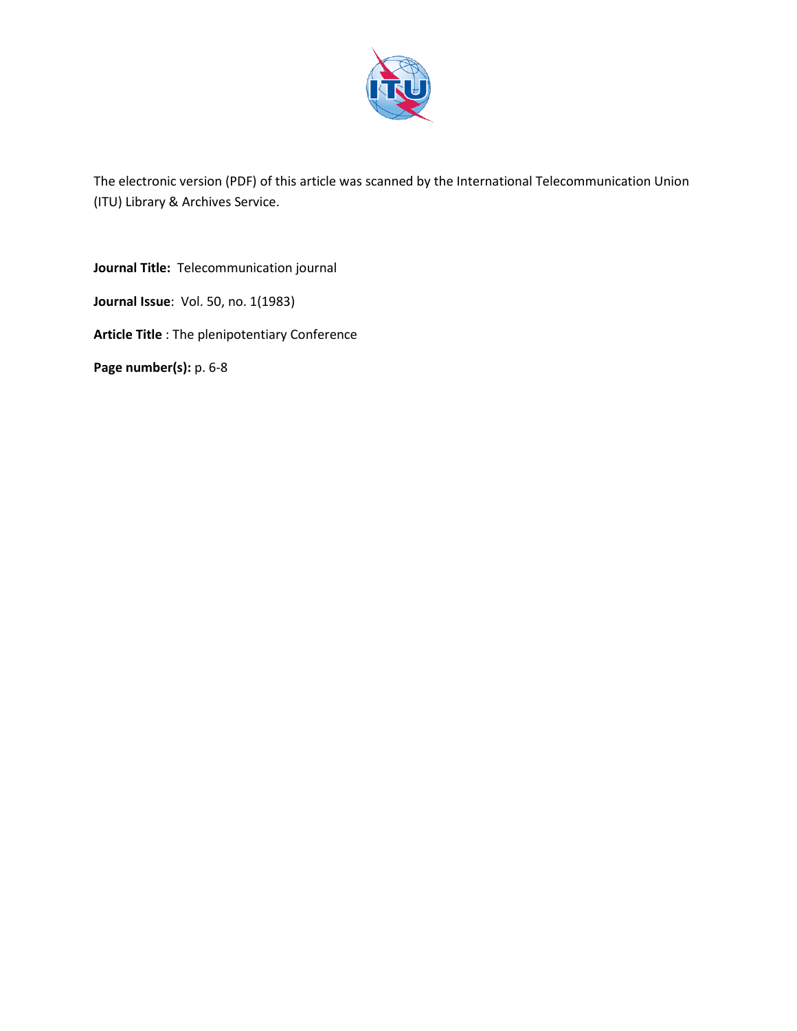The electronic version (PDF) of this article was scanned by the International Telecommunication Union (ITU) Library & Archives Service.

**Journal Title:** Telecommunication journal

**Journal Issue**: Vol. 50, no. 1(1983)

**Article Title** : The plenipotentiary Conference

**Page number(s):** p. 6-8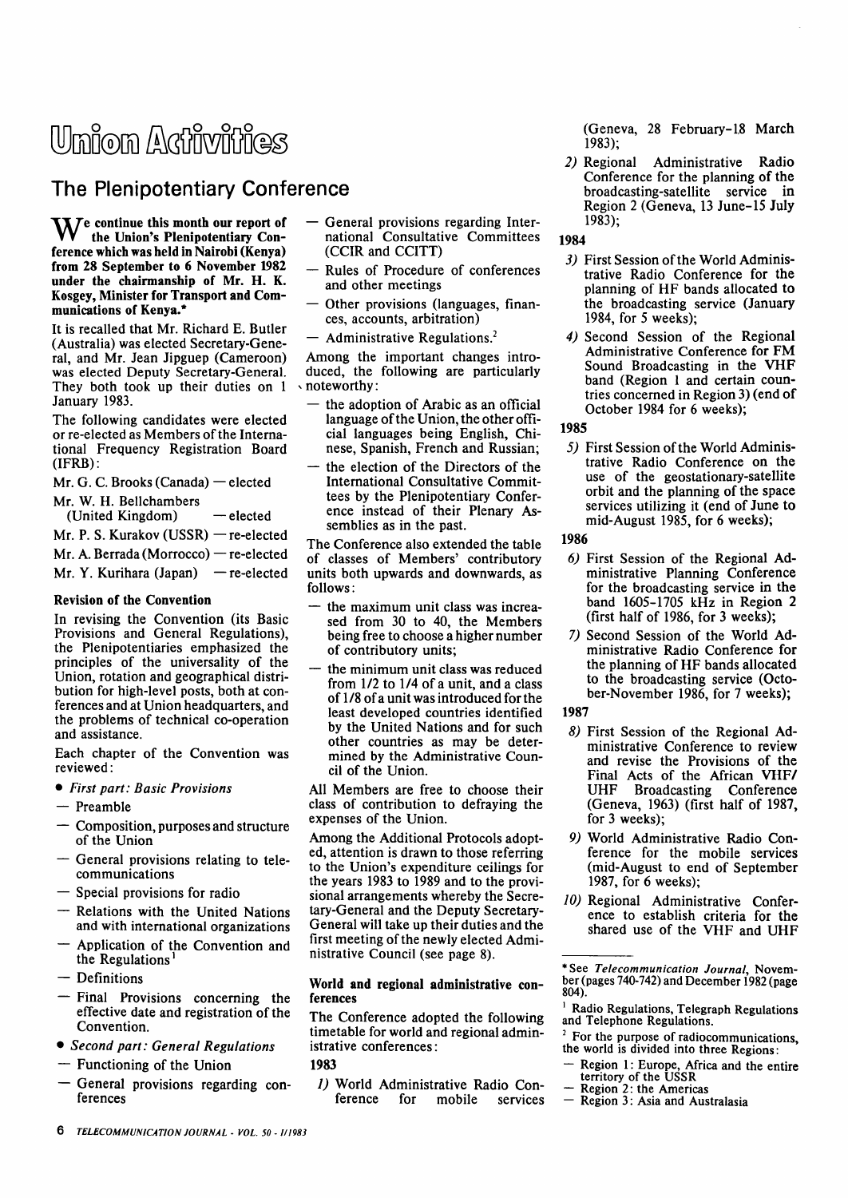# Union Activities

## The Plenipotentiary Conference

**We continue this month our report of the Union's Plenipotentiary Conference which was held in Nairobi (Kenya) from 28 September to 6 November 1982 under the chairmanship of Mr. H. K. Kosgey, Minister for Transport and Communications of Kenya.***

It is recalled that Mr. Richard E. Butler (Australia) was elected Secretary-General, and Mr. Jean Jipguep (Cameroon) was elected Deputy Secretary-General. They both took up their duties on 1 January 1983.

The following candidates were elected or re-elected as Members of the International Frequency Registration Board (IFRB):

Mr. G. C. Brooks (Canada) — elected

Mr. W. H. Bellchambers (United Kingdom) — elected

Mr. P. S. Kurakov (USSR) — re-elected

Mr. A. Berrada (Morrocco) — re-elected

Mr. Y. Kurihara (Japan) — re-elected

### Revision of the Convention

In revising the Convention (its Basic Provisions and General Regulations), the Plenipotentiaries emphasized the principles of the universality of the Union, rotation and geographical distribution for high-level posts, both at conferences and at Union headquarters, and the problems of technical co-operation and assistance.

Each chapter of the Convention was reviewed:

- *First part: Basic Provisions*
  - Preamble
  - Composition, purposes and structure of the Union
  - General provisions relating to telecommunications
  - Special provisions for radio
  - Relations with the United Nations and with international organizations
  - Application of the Convention and the Regulations[1]
  - Definitions
  - Final Provisions concerning the effective date and registration of the Convention.
- *Second part: General Regulations*
  - Functioning of the Union
  - General provisions regarding conferences
  - General provisions regarding International Consultative Committees (CCIR and CCITT)
  - Rules of Procedure of conferences and other meetings
  - Other provisions (languages, finances, accounts, arbitration)
  - Administrative Regulations.[2]

Among the important changes introduced, the following are particularly noteworthy:

- the adoption of Arabic as an official language of the Union, the other official languages being English, Chinese, Spanish, French and Russian;
- the election of the Directors of the International Consultative Committees by the Plenipotentiary Conference instead of their Plenary Assemblies as in the past.

The Conference also extended the table of classes of Members' contributory units both upwards and downwards, as follows:

- the maximum unit class was increased from 30 to 40, the Members being free to choose a higher number of contributory units;
- the minimum unit class was reduced from 1/2 to 1/4 of a unit, and a class of 1/8 of a unit was introduced for the least developed countries identified by the United Nations and for such other countries as may be determined by the Administrative Council of the Union.

All Members are free to choose their class of contribution to defraying the expenses of the Union.

Among the Additional Protocols adopted, attention is drawn to those referring to the Union's expenditure ceilings for the years 1983 to 1989 and to the provisional arrangements whereby the Secretary-General and the Deputy Secretary-General will take up their duties and the first meeting of the newly elected Administrative Council (see page 8).

### World and regional administrative conferences

The Conference adopted the following timetable for world and regional administrative conferences:

**1983**

*1)* World Administrative Radio Conference for mobile services (Geneva, 28 February-18 March 1983);

*2)* Regional Administrative Radio Conference for the planning of the broadcasting-satellite service in Region 2 (Geneva, 13 June-15 July 1983);

**1984**

*3)* First Session of the World Administrative Radio Conference for the planning of HF bands allocated to the broadcasting service (January 1984, for 5 weeks);

*4)* Second Session of the Regional Administrative Conference for FM Sound Broadcasting in the VHF band (Region 1 and certain countries concerned in Region 3) (end of October 1984 for 6 weeks);

**1985**

*5)* First Session of the World Administrative Radio Conference on the use of the geostationary-satellite orbit and the planning of the space services utilizing it (end of June to mid-August 1985, for 6 weeks);

**1986**

*6)* First Session of the Regional Administrative Planning Conference for the broadcasting service in the band 1605-1705 kHz in Region 2 (first half of 1986, for 3 weeks);

*7)* Second Session of the World Administrative Radio Conference for the planning of HF bands allocated to the broadcasting service (October-November 1986, for 7 weeks);

**1987**

*8)* First Session of the Regional Administrative Conference to review and revise the Provisions of the Final Acts of the African VHF/UHF Broadcasting Conference (Geneva, 1963) (first half of 1987, for 3 weeks);

*9)* World Administrative Radio Conference for the mobile services (mid-August to end of September 1987, for 6 weeks);

*10)* Regional Administrative Conference to establish criteria for the shared use of the VHF and UHF

---

\* See *Telecommunication Journal*, November (pages 740-742) and December 1982 (page 804).

[1] Radio Regulations, Telegraph Regulations and Telephone Regulations.

[2] For the purpose of radiocommunications, the world is divided into three Regions:
- Region 1: Europe, Africa and the entire territory of the USSR
- Region 2: the Americas
- Region 3: Asia and Australasia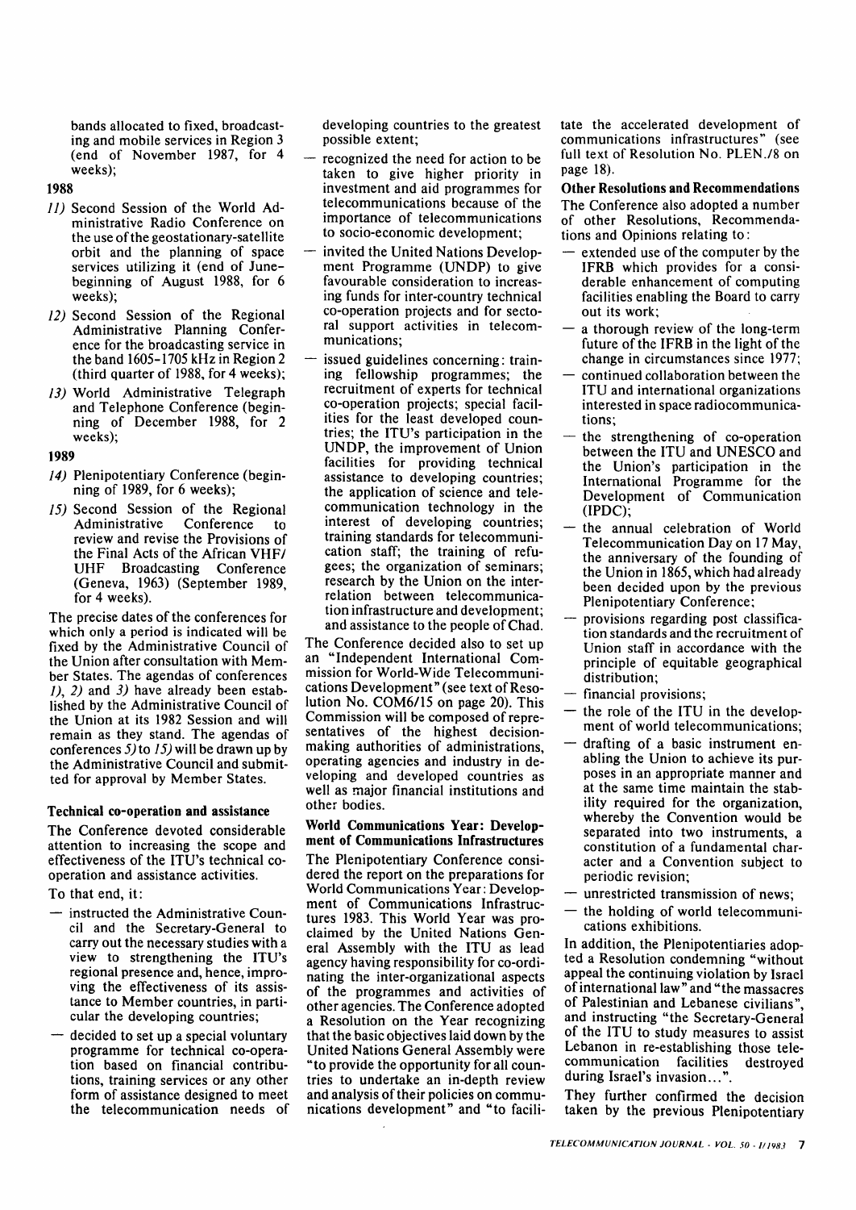bands allocated to fixed, broadcasting and mobile services in Region 3 (end of November 1987, for 4 weeks);

**1988**

*11)* Second Session of the World Administrative Radio Conference on the use of the geostationary-satellite orbit and the planning of space services utilizing it (end of June–beginning of August 1988, for 6 weeks);

*12)* Second Session of the Regional Administrative Planning Conference for the broadcasting service in the band 1605–1705 kHz in Region 2 (third quarter of 1988, for 4 weeks);

*13)* World Administrative Telegraph and Telephone Conference (beginning of December 1988, for 2 weeks);

**1989**

*14)* Plenipotentiary Conference (beginning of 1989, for 6 weeks);

*15)* Second Session of the Regional Administrative Conference to review and revise the Provisions of the Final Acts of the African VHF/UHF Broadcasting Conference (Geneva, 1963) (September 1989, for 4 weeks).

The precise dates of the conferences for which only a period is indicated will be fixed by the Administrative Council of the Union after consultation with Member States. The agendas of conferences *1)*, *2)* and *3)* have already been established by the Administrative Council of the Union at its 1982 Session and will remain as they stand. The agendas of conferences *5)* to *15)* will be drawn up by the Administrative Council and submitted for approval by Member States.

### Technical co-operation and assistance

The Conference devoted considerable attention to increasing the scope and effectiveness of the ITU's technical co-operation and assistance activities.

To that end, it:

- instructed the Administrative Council and the Secretary-General to carry out the necessary studies with a view to strengthening the ITU's regional presence and, hence, improving the effectiveness of its assistance to Member countries, in particular the developing countries;
- decided to set up a special voluntary programme for technical co-operation based on financial contributions, training services or any other form of assistance designed to meet the telecommunication needs of developing countries to the greatest possible extent;
- recognized the need for action to be taken to give higher priority in investment and aid programmes for telecommunications because of the importance of telecommunications to socio-economic development;
- invited the United Nations Development Programme (UNDP) to give favourable consideration to increasing funds for inter-country technical co-operation projects and for sectoral support activities in telecommunications;
- issued guidelines concerning: training fellowship programmes; the recruitment of experts for technical co-operation projects; special facilities for the least developed countries; the ITU's participation in the UNDP, the improvement of Union facilities for providing technical assistance to developing countries; the application of science and telecommunication technology in the interest of developing countries; training standards for telecommunication staff; the training of refugees; the organization of seminars; research by the Union on the interrelation between telecommunication infrastructure and development; and assistance to the people of Chad.

The Conference decided also to set up an "Independent International Commission for World-Wide Telecommunications Development" (see text of Resolution No. COM6/15 on page 20). This Commission will be composed of representatives of the highest decision-making authorities of administrations, operating agencies and industry in developing and developed countries as well as major financial institutions and other bodies.

### World Communications Year: Development of Communications Infrastructures

The Plenipotentiary Conference considered the report on the preparations for World Communications Year: Development of Communications Infrastructures 1983. This World Year was proclaimed by the United Nations General Assembly with the ITU as lead agency having responsibility for co-ordinating the inter-organizational aspects of the programmes and activities of other agencies. The Conference adopted a Resolution on the Year recognizing that the basic objectives laid down by the United Nations General Assembly were "to provide the opportunity for all countries to undertake an in-depth review and analysis of their policies on communications development" and "to facilitate the accelerated development of communications infrastructures" (see full text of Resolution No. PLEN./8 on page 18).

### Other Resolutions and Recommendations

The Conference also adopted a number of other Resolutions, Recommendations and Opinions relating to:

- extended use of the computer by the IFRB which provides for a considerable enhancement of computing facilities enabling the Board to carry out its work;
- a thorough review of the long-term future of the IFRB in the light of the change in circumstances since 1977;
- continued collaboration between the ITU and international organizations interested in space radiocommunications;
- the strengthening of co-operation between the ITU and UNESCO and the Union's participation in the International Programme for the Development of Communication (IPDC);
- the annual celebration of World Telecommunication Day on 17 May, the anniversary of the founding of the Union in 1865, which had already been decided upon by the previous Plenipotentiary Conference;
- provisions regarding post classification standards and the recruitment of Union staff in accordance with the principle of equitable geographical distribution;
- financial provisions;
- the role of the ITU in the development of world telecommunications;
- drafting of a basic instrument enabling the Union to achieve its purposes in an appropriate manner and at the same time maintain the stability required for the organization, whereby the Convention would be separated into two instruments, a constitution of a fundamental character and a Convention subject to periodic revision;
- unrestricted transmission of news;
- the holding of world telecommunications exhibitions.

In addition, the Plenipotentiaries adopted a Resolution condemning "without appeal the continuing violation by Israel of international law" and "the massacres of Palestinian and Lebanese civilians", and instructing "the Secretary-General of the ITU to study measures to assist Lebanon in re-establishing those telecommunication facilities destroyed during Israel's invasion...".

They further confirmed the decision taken by the previous Plenipotentiary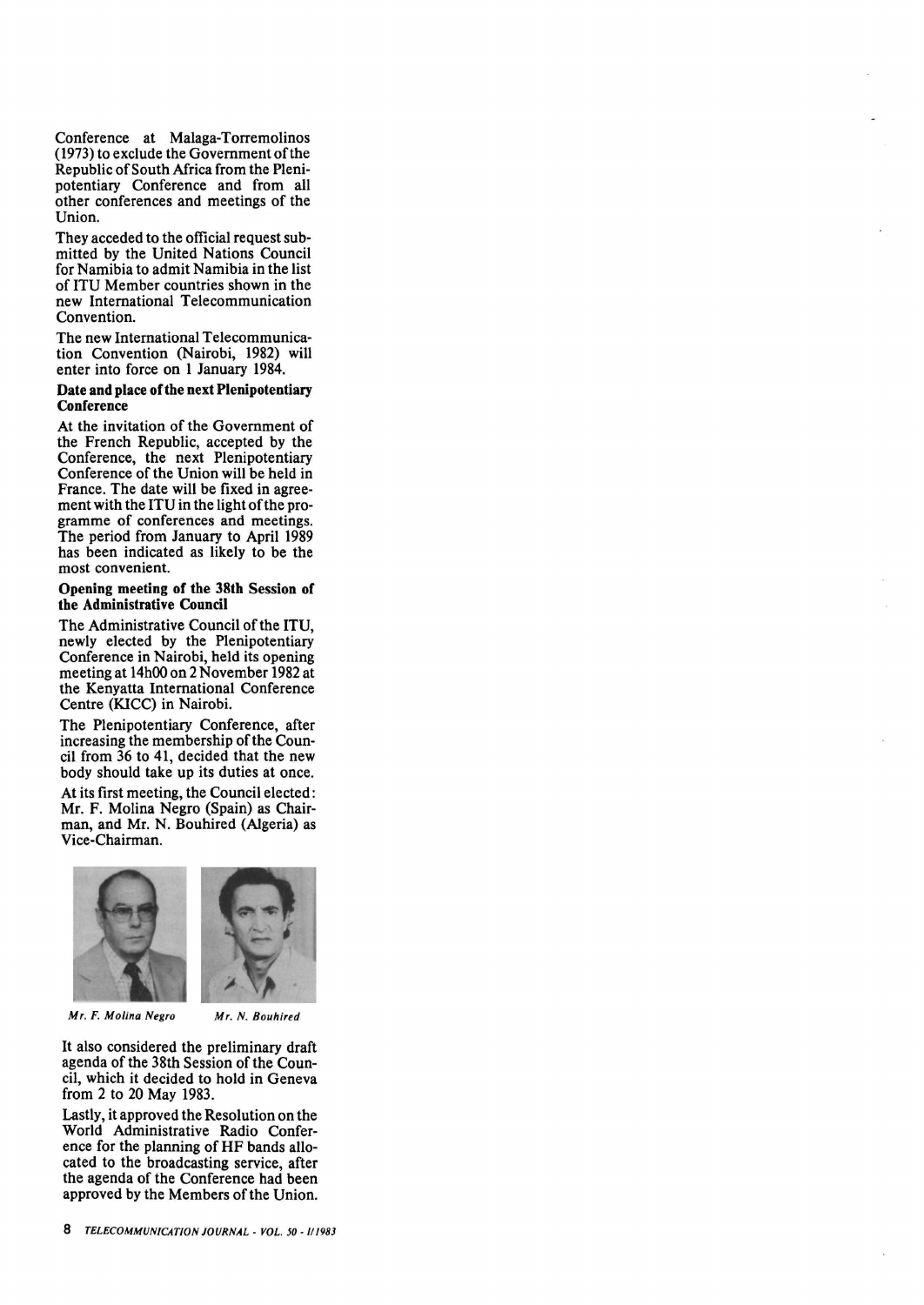Conference at Malaga-Torremolinos (1973) to exclude the Government of the Republic of South Africa from the Plenipotentiary Conference and from all other conferences and meetings of the Union.

They acceded to the official request submitted by the United Nations Council for Namibia to admit Namibia in the list of ITU Member countries shown in the new International Telecommunication Convention.

The new International Telecommunication Convention (Nairobi, 1982) will enter into force on 1 January 1984.

**Date and place of the next Plenipotentiary Conference**

At the invitation of the Government of the French Republic, accepted by the Conference, the next Plenipotentiary Conference of the Union will be held in France. The date will be fixed in agreement with the ITU in the light of the programme of conferences and meetings. The period from January to April 1989 has been indicated as likely to be the most convenient.

**Opening meeting of the 38th Session of the Administrative Council**

The Administrative Council of the ITU, newly elected by the Plenipotentiary Conference in Nairobi, held its opening meeting at 14h00 on 2 November 1982 at the Kenyatta International Conference Centre (KICC) in Nairobi.

The Plenipotentiary Conference, after increasing the membership of the Council from 36 to 41, decided that the new body should take up its duties at once.

At its first meeting, the Council elected: Mr. F. Molina Negro (Spain) as Chairman, and Mr. N. Bouhired (Algeria) as Vice-Chairman.

*Mr. F. Molina Negro*

*Mr. N. Bouhired*

It also considered the preliminary draft agenda of the 38th Session of the Council, which it decided to hold in Geneva from 2 to 20 May 1983.

Lastly, it approved the Resolution on the World Administrative Radio Conference for the planning of HF bands allocated to the broadcasting service, after the agenda of the Conference had been approved by the Members of the Union.